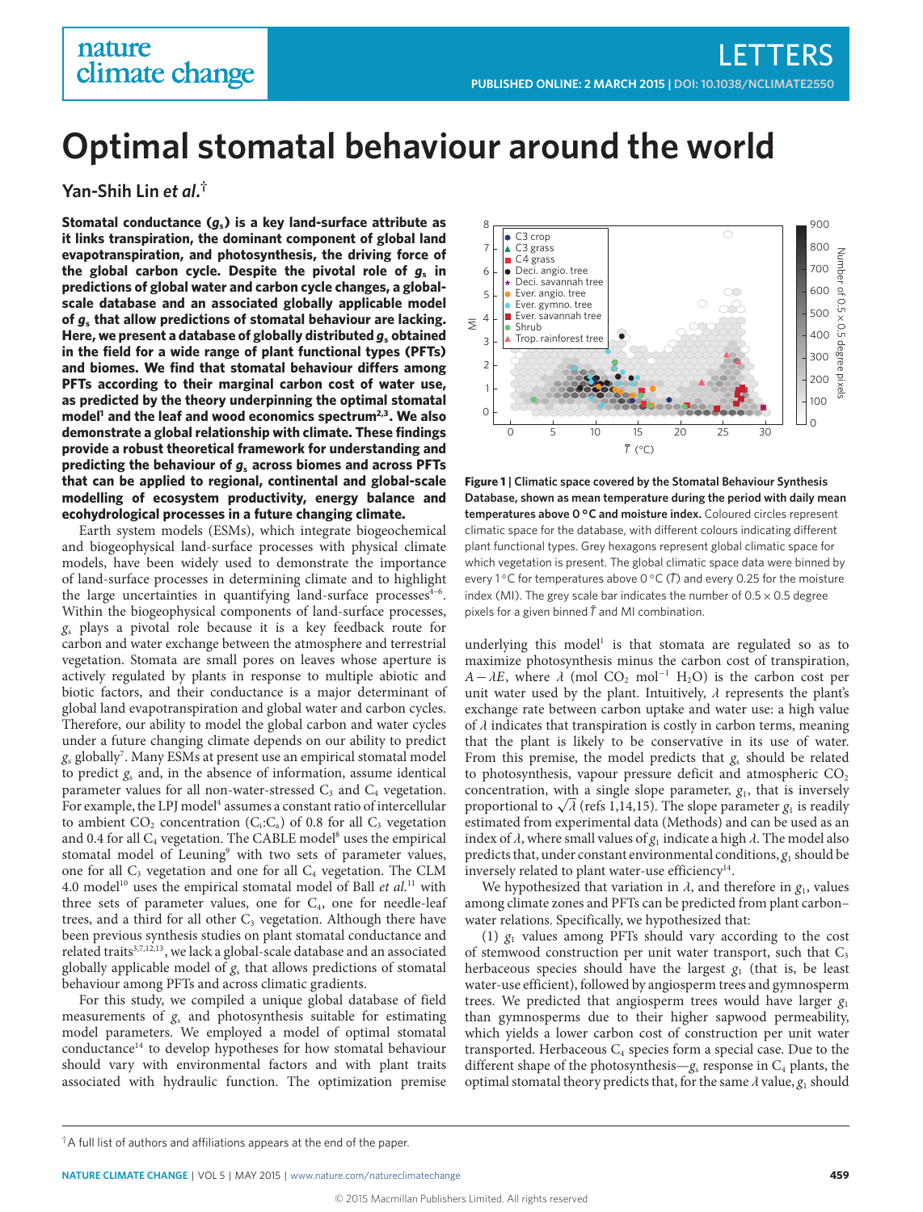# Optimal stomatal behaviour around the world

**Yan-Shih Lin *et al.*†**

**Stomatal conductance ($g_s$) is a key land-surface attribute as it links transpiration, the dominant component of global land evapotranspiration, and photosynthesis, the driving force of the global carbon cycle. Despite the pivotal role of $g_s$ in predictions of global water and carbon cycle changes, a global-scale database and an associated globally applicable model of $g_s$ that allow predictions of stomatal behaviour are lacking. Here, we present a database of globally distributed $g_s$ obtained in the field for a wide range of plant functional types (PFTs) and biomes. We find that stomatal behaviour differs among PFTs according to their marginal carbon cost of water use, as predicted by the theory underpinning the optimal stomatal model[1] and the leaf and wood economics spectrum[2,3]. We also demonstrate a global relationship with climate. These findings provide a robust theoretical framework for understanding and predicting the behaviour of $g_s$ across biomes and across PFTs that can be applied to regional, continental and global-scale modelling of ecosystem productivity, energy balance and ecohydrological processes in a future changing climate.**

Earth system models (ESMs), which integrate biogeochemical and biogeophysical land-surface processes with physical climate models, have been widely used to demonstrate the importance of land-surface processes in determining climate and to highlight the large uncertainties in quantifying land-surface processes[4–6]. Within the biogeophysical components of land-surface processes, $g_s$ plays a pivotal role because it is a key feedback route for carbon and water exchange between the atmosphere and terrestrial vegetation. Stomata are small pores on leaves whose aperture is actively regulated by plants in response to multiple abiotic and biotic factors, and their conductance is a major determinant of global land evapotranspiration and global water and carbon cycles. Therefore, our ability to model the global carbon and water cycles under a future changing climate depends on our ability to predict $g_s$ globally[7]. Many ESMs at present use an empirical stomatal model to predict $g_s$ and, in the absence of information, assume identical parameter values for all non-water-stressed $C_3$ and $C_4$ vegetation. For example, the LPJ model[4] assumes a constant ratio of intercellular to ambient $CO_2$ concentration ($C_i$:$C_a$) of 0.8 for all $C_3$ vegetation and 0.4 for all $C_4$ vegetation. The CABLE model[8] uses the empirical stomatal model of Leuning[9] with two sets of parameter values, one for all $C_3$ vegetation and one for all $C_4$ vegetation. The CLM 4.0 model[10] uses the empirical stomatal model of Ball *et al.*[11] with three sets of parameter values, one for $C_4$, one for needle-leaf trees, and a third for all other $C_3$ vegetation. Although there have been previous synthesis studies on plant stomatal conductance and related traits[3,7,12,13], we lack a global-scale database and an associated globally applicable model of $g_s$ that allows predictions of stomatal behaviour among PFTs and across climatic gradients.

For this study, we compiled a unique global database of field measurements of $g_s$ and photosynthesis suitable for estimating model parameters. We employed a model of optimal stomatal conductance[14] to develop hypotheses for how stomatal behaviour should vary with environmental factors and with plant traits associated with hydraulic function. The optimization premise underlying this model[1] is that stomata are regulated so as to maximize photosynthesis minus the carbon cost of transpiration, $A - \lambda E$, where $\lambda$ (mol $CO_2$ mol$^{-1}$ $H_2O$) is the carbon cost per unit water used by the plant. Intuitively, $\lambda$ represents the plant's exchange rate between carbon uptake and water use: a high value of $\lambda$ indicates that transpiration is costly in carbon terms, meaning that the plant is likely to be conservative in its use of water. From this premise, the model predicts that $g_s$ should be related to photosynthesis, vapour pressure deficit and atmospheric $CO_2$ concentration, with a single slope parameter, $g_1$, that is inversely proportional to $\sqrt{\lambda}$ (refs 1,14,15). The slope parameter $g_1$ is readily estimated from experimental data (Methods) and can be used as an index of $\lambda$, where small values of $g_1$ indicate a high $\lambda$. The model also predicts that, under constant environmental conditions, $g_1$ should be inversely related to plant water-use efficiency[14].

**Figure 1 | Climatic space covered by the Stomatal Behaviour Synthesis Database, shown as mean temperature during the period with daily mean temperatures above 0 °C and moisture index.** Coloured circles represent climatic space for the database, with different colours indicating different plant functional types. Grey hexagons represent global climatic space for which vegetation is present. The global climatic space data were binned by every 1 °C for temperatures above 0 °C ($\bar{T}$) and every 0.25 for the moisture index (MI). The grey scale bar indicates the number of 0.5 × 0.5 degree pixels for a given binned $\bar{T}$ and MI combination.

We hypothesized that variation in $\lambda$, and therefore in $g_1$, values among climate zones and PFTs can be predicted from plant carbon–water relations. Specifically, we hypothesized that:

(1) $g_1$ values among PFTs should vary according to the cost of stemwood construction per unit water transport, such that $C_3$ herbaceous species should have the largest $g_1$ (that is, be least water-use efficient), followed by angiosperm trees and gymnosperm trees. We predicted that angiosperm trees would have larger $g_1$ than gymnosperms due to their higher sapwood permeability, which yields a lower carbon cost of construction per unit water transported. Herbaceous $C_4$ species form a special case. Due to the different shape of the photosynthesis—$g_s$ response in $C_4$ plants, the optimal stomatal theory predicts that, for the same $\lambda$ value, $g_1$ should

†A full list of authors and affiliations appears at the end of the paper.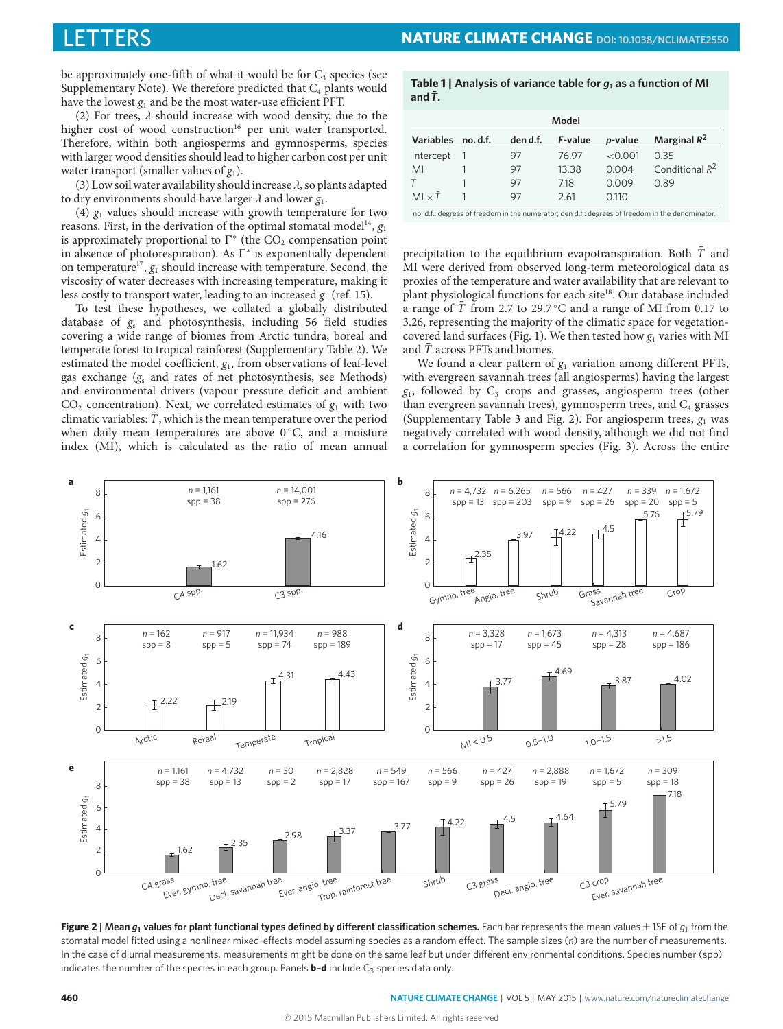be approximately one-fifth of what it would be for $C_3$ species (see Supplementary Note). We therefore predicted that $C_4$ plants would have the lowest $g_1$ and be the most water-use efficient PFT.

(2) For trees, $\lambda$ should increase with wood density, due to the higher cost of wood construction[16] per unit water transported. Therefore, within both angiosperms and gymnosperms, species with larger wood densities should lead to higher carbon cost per unit water transport (smaller values of $g_1$).

(3) Low soil water availability should increase $\lambda$, so plants adapted to dry environments should have larger $\lambda$ and lower $g_1$.

(4) $g_1$ values should increase with growth temperature for two reasons. First, in the derivation of the optimal stomatal model[14], $g_1$ is approximately proportional to $\Gamma^*$ (the $CO_2$ compensation point in absence of photorespiration). As $\Gamma^*$ is exponentially dependent on temperature[17], $g_1$ should increase with temperature. Second, the viscosity of water decreases with increasing temperature, making it less costly to transport water, leading to an increased $g_1$ (ref. 15).

To test these hypotheses, we collated a globally distributed database of $g_s$ and photosynthesis, including 56 field studies covering a wide range of biomes from Arctic tundra, boreal and temperate forest to tropical rainforest (Supplementary Table 2). We estimated the model coefficient, $g_1$, from observations of leaf-level gas exchange ($g_s$ and rates of net photosynthesis, see Methods) and environmental drivers (vapour pressure deficit and ambient $CO_2$ concentration). Next, we correlated estimates of $g_1$ with two climatic variables: $\bar{T}$, which is the mean temperature over the period when daily mean temperatures are above 0 °C, and a moisture index (MI), which is calculated as the ratio of mean annual precipitation to the equilibrium evapotranspiration. Both $\bar{T}$ and MI were derived from observed long-term meteorological data as proxies of the temperature and water availability that are relevant to plant physiological functions for each site[18]. Our database included a range of $\bar{T}$ from 2.7 to 29.7 °C and a range of MI from 0.17 to 3.26, representing the majority of the climatic space for vegetation-covered land surfaces (Fig. 1). We then tested how $g_1$ varies with MI and $\bar{T}$ across PFTs and biomes.

We found a clear pattern of $g_1$ variation among different PFTs, with evergreen savannah trees (all angiosperms) having the largest $g_1$, followed by $C_3$ crops and grasses, angiosperm trees (other than evergreen savannah trees), gymnosperm trees, and $C_4$ grasses (Supplementary Table 3 and Fig. 2). For angiosperm trees, $g_1$ was negatively correlated with wood density, although we did not find a correlation for gymnosperm species (Fig. 3). Across the entire

**Table 1 | Analysis of variance table for $g_1$ as a function of MI and $\bar{T}$.**

| | Model | | | | |
|---|---|---|---|---|---|
| Variables | no. d.f. | den d.f. | F-value | p-value | Marginal $R^2$ |
| Intercept | 1 | 97 | 76.97 | <0.001 | 0.35 |
| MI | 1 | 97 | 13.38 | 0.004 | Conditional $R^2$ |
| $\bar{T}$ | 1 | 97 | 7.18 | 0.009 | 0.89 |
| MI × $\bar{T}$ | 1 | 97 | 2.61 | 0.110 | |

no. d.f.: degrees of freedom in the numerator; den d.f.: degrees of freedom in the denominator.

**Figure 2 | Mean $g_1$ values for plant functional types defined by different classification schemes.** Each bar represents the mean values ± 1SE of $g_1$ from the stomatal model fitted using a nonlinear mixed-effects model assuming species as a random effect. The sample sizes ($n$) are the number of measurements. In the case of diurnal measurements, measurements might be done on the same leaf but under different environmental conditions. Species number (spp) indicates the number of the species in each group. Panels **b–d** include $C_3$ species data only.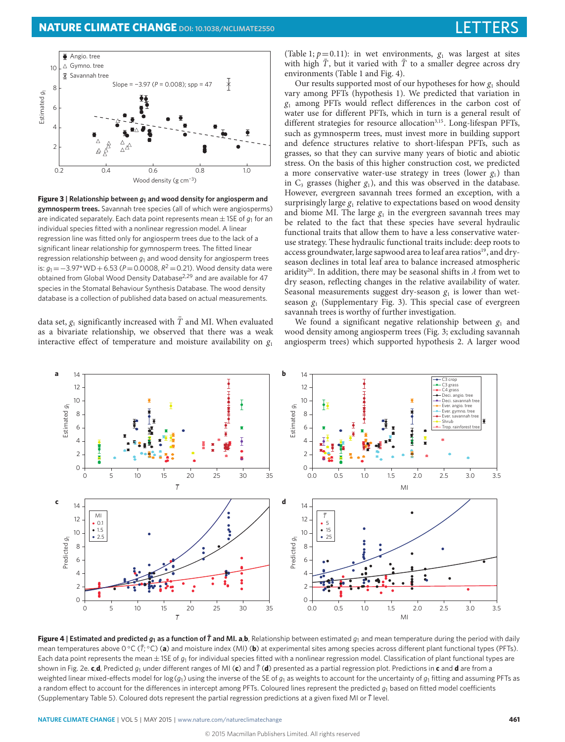**Figure 3 | Relationship between $g_1$ and wood density for angiosperm and gymnosperm trees.** Savannah tree species (all of which were angiosperms) are indicated separately. Each data point represents mean ± 1SE of $g_1$ for an individual species fitted with a nonlinear regression model. A linear regression line was fitted only for angiosperm trees due to the lack of a significant linear relationship for gymnosperm trees. The fitted linear regression relationship between $g_1$ and wood density for angiosperm trees is: $g_1 = -3.97 * WD + 6.53$ ($P = 0.0008$, $R^2 = 0.21$). Wood density data were obtained from Global Wood Density Database[2,29] and are available for 47 species in the Stomatal Behaviour Synthesis Database. The wood density database is a collection of published data based on actual measurements.

data set, $g_1$ significantly increased with $\bar{T}$ and MI. When evaluated as a bivariate relationship, we observed that there was a weak interactive effect of temperature and moisture availability on $g_1$ (Table 1; $p = 0.11$): in wet environments, $g_1$ was largest at sites with high $\bar{T}$, but it varied with $\bar{T}$ to a smaller degree across dry environments (Table 1 and Fig. 4).

Our results supported most of our hypotheses for how $g_1$ should vary among PFTs (hypothesis 1). We predicted that variation in $g_1$ among PFTs would reflect differences in the carbon cost of water use for different PFTs, which in turn is a general result of different strategies for resource allocation[3,15]. Long-lifespan PFTs, such as gymnosperm trees, must invest more in building support and defence structures relative to short-lifespan PFTs, such as grasses, so that they can survive many years of biotic and abiotic stress. On the basis of this higher construction cost, we predicted a more conservative water-use strategy in trees (lower $g_1$) than in $C_3$ grasses (higher $g_1$), and this was observed in the database. However, evergreen savannah trees formed an exception, with a surprisingly large $g_1$ relative to expectations based on wood density and biome MI. The large $g_1$ in the evergreen savannah trees may be related to the fact that these species have several hydraulic functional traits that allow them to have a less conservative water-use strategy. These hydraulic functional traits include: deep roots to access groundwater, large sapwood area to leaf area ratios[19], and dry-season declines in total leaf area to balance increased atmospheric aridity[20]. In addition, there may be seasonal shifts in $\lambda$ from wet to dry season, reflecting changes in the relative availability of water. Seasonal measurements suggest dry-season $g_1$ is lower than wet-season $g_1$ (Supplementary Fig. 3). This special case of evergreen savannah trees is worthy of further investigation.

We found a significant negative relationship between $g_1$ and wood density among angiosperm trees (Fig. 3; excluding savannah angiosperm trees) which supported hypothesis 2. A larger wood

**Figure 4 | Estimated and predicted $g_1$ as a function of $\bar{T}$ and MI. a,b**, Relationship between estimated $g_1$ and mean temperature during the period with daily mean temperatures above 0 °C ($\bar{T}$; °C) (**a**) and moisture index (MI) (**b**) at experimental sites among species across different plant functional types (PFTs). Each data point represents the mean ± 1SE of $g_1$ for individual species fitted with a nonlinear regression model. Classification of plant functional types are shown in Fig. 2e. **c**,**d**, Predicted $g_1$ under different ranges of MI (**c**) and $\bar{T}$ (**d**) presented as a partial regression plot. Predictions in **c** and **d** are from a weighted linear mixed-effects model for log($g_1$) using the inverse of the SE of $g_1$ as weights to account for the uncertainty of $g_1$ fitting and assuming PFTs as a random effect to account for the differences in intercept among PFTs. Coloured lines represent the predicted $g_1$ based on fitted model coefficients (Supplementary Table 5). Coloured dots represent the partial regression predictions at a given fixed MI or $\bar{T}$ level.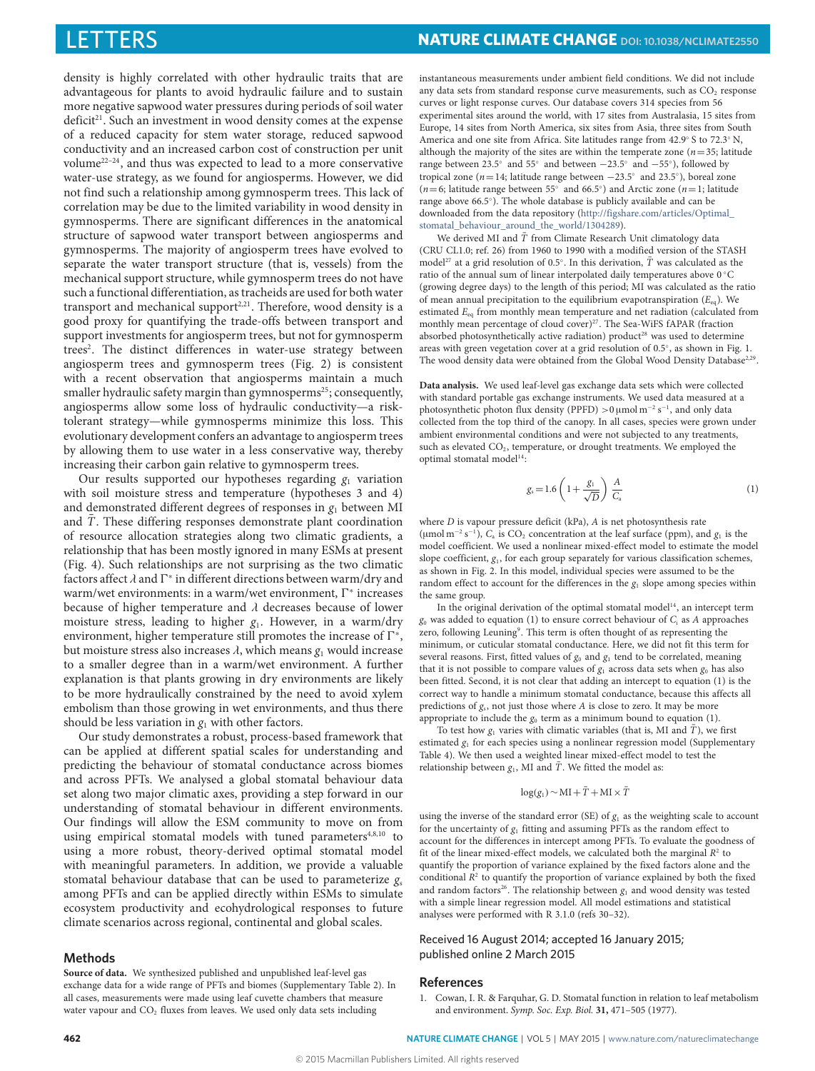density is highly correlated with other hydraulic traits that are advantageous for plants to avoid hydraulic failure and to sustain more negative sapwood water pressures during periods of soil water deficit[21]. Such an investment in wood density comes at the expense of a reduced capacity for stem water storage, reduced sapwood conductivity and an increased carbon cost of construction per unit volume[22–24], and thus was expected to lead to a more conservative water-use strategy, as we found for angiosperms. However, we did not find such a relationship among gymnosperm trees. This lack of correlation may be due to the limited variability in wood density in gymnosperms. There are significant differences in the anatomical structure of sapwood water transport between angiosperms and gymnosperms. The majority of angiosperm trees have evolved to separate the water transport structure (that is, vessels) from the mechanical support structure, while gymnosperm trees do not have such a functional differentiation, as tracheids are used for both water transport and mechanical support[2,21]. Therefore, wood density is a good proxy for quantifying the trade-offs between transport and support investments for angiosperm trees, but not for gymnosperm trees[2]. The distinct differences in water-use strategy between angiosperm trees and gymnosperm trees (Fig. 2) is consistent with a recent observation that angiosperms maintain a much smaller hydraulic safety margin than gymnosperms[25]; consequently, angiosperms allow some loss of hydraulic conductivity—a risk-tolerant strategy—while gymnosperms minimize this loss. This evolutionary development confers an advantage to angiosperm trees by allowing them to use water in a less conservative way, thereby increasing their carbon gain relative to gymnosperm trees.

Our results supported our hypotheses regarding $g_1$ variation with soil moisture stress and temperature (hypotheses 3 and 4) and demonstrated different degrees of responses in $g_1$ between MI and $\bar{T}$. These differing responses demonstrate plant coordination of resource allocation strategies along two climatic gradients, a relationship that has been mostly ignored in many ESMs at present (Fig. 4). Such relationships are not surprising as the two climatic factors affect $\lambda$ and $\Gamma^*$ in different directions between warm/dry and warm/wet environments: in a warm/wet environment, $\Gamma^*$ increases because of higher temperature and $\lambda$ decreases because of lower moisture stress, leading to higher $g_1$. However, in a warm/dry environment, higher temperature still promotes the increase of $\Gamma^*$, but moisture stress also increases $\lambda$, which means $g_1$ would increase to a smaller degree than in a warm/wet environment. A further explanation is that plants growing in dry environments are likely to be more hydraulically constrained by the need to avoid xylem embolism than those growing in wet environments, and thus there should be less variation in $g_1$ with other factors.

Our study demonstrates a robust, process-based framework that can be applied at different spatial scales for understanding and predicting the behaviour of stomatal conductance across biomes and across PFTs. We analysed a global stomatal behaviour data set along two major climatic axes, providing a step forward in our understanding of stomatal behaviour in different environments. Our findings will allow the ESM community to move on from using empirical stomatal models with tuned parameters[4,8,10] to using a more robust, theory-derived optimal stomatal model with meaningful parameters. In addition, we provide a valuable stomatal behaviour database that can be used to parameterize $g_s$ among PFTs and can be applied directly within ESMs to simulate ecosystem productivity and ecohydrological responses to future climate scenarios across regional, continental and global scales.

## Methods

**Source of data.** We synthesized published and unpublished leaf-level gas exchange data for a wide range of PFTs and biomes (Supplementary Table 2). In all cases, measurements were made using leaf cuvette chambers that measure water vapour and $CO_2$ fluxes from leaves. We used only data sets including instantaneous measurements under ambient field conditions. We did not include any data sets from standard response curve measurements, such as $CO_2$ response curves or light response curves. Our database covers 314 species from 56 experimental sites around the world, with 17 sites from Australasia, 15 sites from Europe, 14 sites from North America, six sites from Asia, three sites from South America and one site from Africa. Site latitudes range from 42.9° S to 72.3° N, although the majority of the sites are within the temperate zone ($n=35$; latitude range between 23.5° and 55° and between −23.5° and −55°), followed by tropical zone ($n=14$; latitude range between −23.5° and 23.5°), boreal zone ($n=6$; latitude range between 55° and 66.5°) and Arctic zone ($n=1$; latitude range above 66.5°). The whole database is publicly available and can be downloaded from the data repository (http://figshare.com/articles/Optimal_stomatal_behaviour_around_the_world/1304289).

We derived MI and $\bar{T}$ from Climate Research Unit climatology data (CRU CL1.0; ref. 26) from 1960 to 1990 with a modified version of the STASH model[27] at a grid resolution of 0.5°. In this derivation, $\bar{T}$ was calculated as the ratio of the annual sum of linear interpolated daily temperatures above 0 °C (growing degree days) to the length of this period; MI was calculated as the ratio of mean annual precipitation to the equilibrium evapotranspiration ($E_{eq}$). We estimated $E_{eq}$ from monthly mean temperature and net radiation (calculated from monthly mean percentage of cloud cover)[27]. The Sea-WiFS fAPAR (fraction absorbed photosynthetically active radiation) product[28] was used to determine areas with green vegetation cover at a grid resolution of 0.5°, as shown in Fig. 1. The whole wood density data were obtained from the Global Wood Density Database[2,29].

**Data analysis.** We used leaf-level gas exchange data sets which were collected with standard portable gas exchange instruments. We used data measured at a photosynthetic photon flux density (PPFD) $>0\,\mu\mathrm{mol\,m^{-2}\,s^{-1}}$, and only data collected from the top third of the canopy. In all cases, species were grown under ambient environmental conditions and were not subjected to any treatments, such as elevated $CO_2$, temperature, or drought treatments. We employed the optimal stomatal model[14]:

$$g_s = 1.6\left(1+\frac{g_1}{\sqrt{D}}\right)\frac{A}{C_a} \qquad (1)$$

where $D$ is vapour pressure deficit (kPa), $A$ is net photosynthesis rate ($\mu\mathrm{mol\,m^{-2}\,s^{-1}}$), $C_a$ is $CO_2$ concentration at the leaf surface (ppm), and $g_1$ is the model coefficient. We used a nonlinear mixed-effect model to estimate the model slope coefficient, $g_1$, for each group separately for various classification schemes, as shown in Fig. 2. In this model, individual species were assumed to be the random effect to account for the differences in the $g_1$ slope among species within the same group.

In the original derivation of the optimal stomatal model[14], an intercept term $g_0$ was added to equation (1) to ensure correct behaviour of $C_i$ as $A$ approaches zero, following Leuning[9]. This term is often thought of as representing the minimum, or cuticular stomatal conductance. Here, we did not fit this term for several reasons. First, fitted values of $g_0$ and $g_1$ tend to be correlated, meaning that it is not possible to compare values of $g_1$ across data sets when $g_0$ has also been fitted. Second, it is not clear that adding an intercept to equation (1) is the correct way to handle a minimum stomatal conductance, because this affects all predictions of $g_s$, not just those where $A$ is close to zero. It may be more appropriate to include the $g_0$ term as a minimum bound to equation (1).

To test how $g_1$ varies with climatic variables (that is, MI and $\bar{T}$), we first estimated $g_1$ for each species using a nonlinear regression model (Supplementary Table 4). We then used a weighted linear mixed-effect model to test the relationship between $g_1$, MI and $\bar{T}$. We fitted the model as:

$$\log(g_1) \sim \mathrm{MI} + \bar{T} + \mathrm{MI} \times \bar{T}$$

using the inverse of the standard error (SE) of $g_1$ as the weighting scale to account for the uncertainty of $g_1$ fitting and assuming PFTs as the random effect to account for the differences in intercept among PFTs. To evaluate the goodness of fit of the linear mixed-effect models, we calculated both the marginal $R^2$ to quantify the proportion of variance explained by the fixed factors alone and the conditional $R^2$ to quantify the proportion of variance explained by both the fixed and random factors[26]. The relationship between $g_1$ and wood density was tested with a simple linear regression model. All model estimations and statistical analyses were performed with R 3.1.0 (refs 30–32).

Received 16 August 2014; accepted 16 January 2015; published online 2 March 2015

## References

1. Cowan, I. R. & Farquhar, G. D. Stomatal function in relation to leaf metabolism and environment. *Symp. Soc. Exp. Biol.* **31,** 471–505 (1977).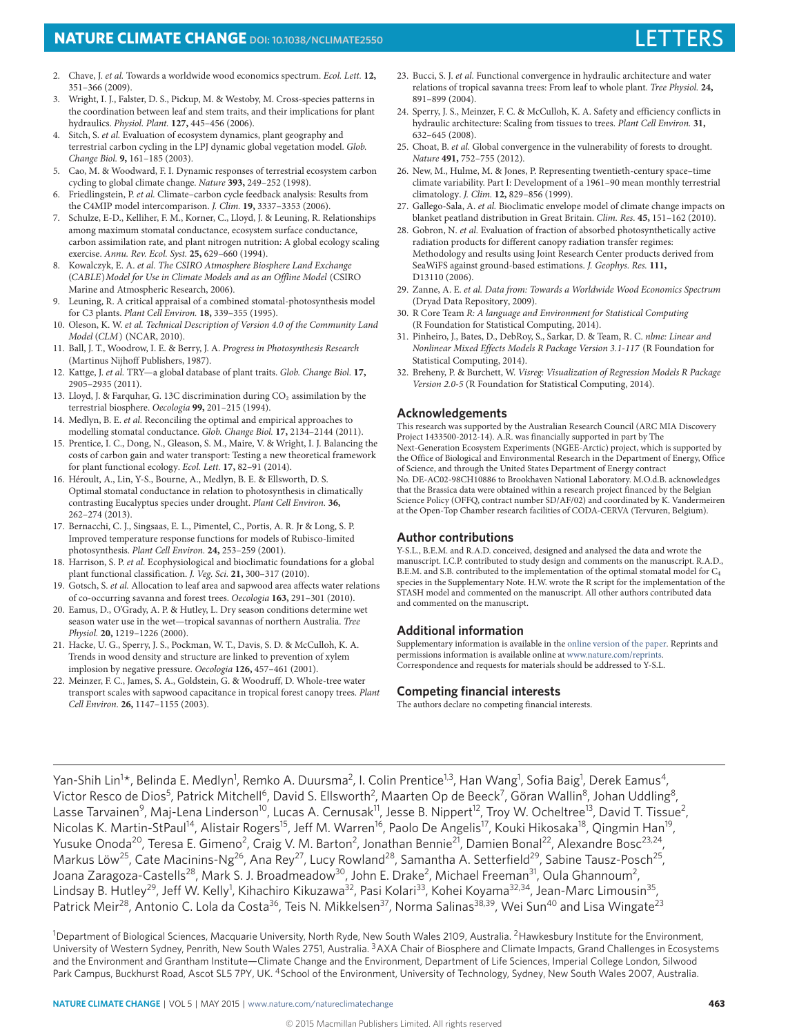2. Chave, J. *et al.* Towards a worldwide wood economics spectrum. *Ecol. Lett.* **12,** 351–366 (2009).
3. Wright, I. J., Falster, D. S., Pickup, M. & Westoby, M. Cross-species patterns in the coordination between leaf and stem traits, and their implications for plant hydraulics. *Physiol. Plant.* **127,** 445–456 (2006).
4. Sitch, S. *et al.* Evaluation of ecosystem dynamics, plant geography and terrestrial carbon cycling in the LPJ dynamic global vegetation model. *Glob. Change Biol.* **9,** 161–185 (2003).
5. Cao, M. & Woodward, F. I. Dynamic responses of terrestrial ecosystem carbon cycling to global climate change. *Nature* **393,** 249–252 (1998).
6. Friedlingstein, P. *et al.* Climate–carbon cycle feedback analysis: Results from the C4MIP model intercomparison. *J. Clim.* **19,** 3337–3353 (2006).
7. Schulze, E-D., Kelliher, F. M., Korner, C., Lloyd, J. & Leuning, R. Relationships among maximum stomatal conductance, ecosystem surface conductance, carbon assimilation rate, and plant nitrogen nutrition: A global ecology scaling exercise. *Annu. Rev. Ecol. Syst.* **25,** 629–660 (1994).
8. Kowalczyk, E. A. *et al. The CSIRO Atmosphere Biosphere Land Exchange (CABLE) Model for Use in Climate Models and as an Offline Model* (CSIRO Marine and Atmospheric Research, 2006).
9. Leuning, R. A critical appraisal of a combined stomatal-photosynthesis model for C3 plants. *Plant Cell Environ.* **18,** 339–355 (1995).
10. Oleson, K. W. *et al. Technical Description of Version 4.0 of the Community Land Model (CLM)* (NCAR, 2010).
11. Ball, J. T., Woodrow, I. E. & Berry, J. A. *Progress in Photosynthesis Research* (Martinus Nijhoff Publishers, 1987).
12. Kattge, J. *et al.* TRY—a global database of plant traits. *Glob. Change Biol.* **17,** 2905–2935 (2011).
13. Lloyd, J. & Farquhar, G. 13C discrimination during $CO_2$ assimilation by the terrestrial biosphere. *Oecologia* **99,** 201–215 (1994).
14. Medlyn, B. E. *et al.* Reconciling the optimal and empirical approaches to modelling stomatal conductance. *Glob. Change Biol.* **17,** 2134–2144 (2011).
15. Prentice, I. C., Dong, N., Gleason, S. M., Maire, V. & Wright, I. J. Balancing the costs of carbon gain and water transport: Testing a new theoretical framework for plant functional ecology. *Ecol. Lett.* **17,** 82–91 (2014).
16. Héroult, A., Lin, Y-S., Bourne, A., Medlyn, B. E. & Ellsworth, D. S. Optimal stomatal conductance in relation to photosynthesis in climatically contrasting Eucalyptus species under drought. *Plant Cell Environ.* **36,** 262–274 (2013).
17. Bernacchi, C. J., Singsaas, E. L., Pimentel, C., Portis, A. R. Jr & Long, S. P. Improved temperature response functions for models of Rubisco-limited photosynthesis. *Plant Cell Environ.* **24,** 253–259 (2001).
18. Harrison, S. P. *et al.* Ecophysiological and bioclimatic foundations for a global plant functional classification. *J. Veg. Sci.* **21,** 300–317 (2010).
19. Gotsch, S. *et al.* Allocation to leaf area and sapwood area affects water relations of co-occurring savanna and forest trees. *Oecologia* **163,** 291–301 (2010).
20. Eamus, D., O'Grady, A. P. & Hutley, L. Dry season conditions determine wet season water use in the wet—tropical savannas of northern Australia. *Tree Physiol.* **20,** 1219–1226 (2000).
21. Hacke, U. G., Sperry, J. S., Pockman, W. T., Davis, S. D. & McCulloh, K. A. Trends in wood density and structure are linked to prevention of xylem implosion by negative pressure. *Oecologia* **126,** 457–461 (2001).
22. Meinzer, F. C., James, S. A., Goldstein, G. & Woodruff, D. Whole-tree water transport scales with sapwood capacitance in tropical forest canopy trees. *Plant Cell Environ.* **26,** 1147–1155 (2003).
23. Bucci, S. J. *et al.* Functional convergence in hydraulic architecture and water relations of tropical savanna trees: From leaf to whole plant. *Tree Physiol.* **24,** 891–899 (2004).
24. Sperry, J. S., Meinzer, F. C. & McCulloh, K. A. Safety and efficiency conflicts in hydraulic architecture: Scaling from tissues to trees. *Plant Cell Environ.* **31,** 632–645 (2008).
25. Choat, B. *et al.* Global convergence in the vulnerability of forests to drought. *Nature* **491,** 752–755 (2012).
26. New, M., Hulme, M. & Jones, P. Representing twentieth-century space–time climate variability. Part I: Development of a 1961–90 mean monthly terrestrial climatology. *J. Clim.* **12,** 829–856 (1999).
27. Gallego-Sala, A. *et al.* Bioclimatic envelope model of climate change impacts on blanket peatland distribution in Great Britain. *Clim. Res.* **45,** 151–162 (2010).
28. Gobron, N. *et al.* Evaluation of fraction of absorbed photosynthetically active radiation products for different canopy radiation transfer regimes: Methodology and results using Joint Research Center products derived from SeaWiFS against ground-based estimations. *J. Geophys. Res.* **111,** D13110 (2006).
29. Zanne, A. E. *et al. Data from: Towards a Worldwide Wood Economics Spectrum* (Dryad Data Repository, 2009).
30. R Core Team *R: A language and Environment for Statistical Computing* (R Foundation for Statistical Computing, 2014).
31. Pinheiro, J., Bates, D., DebRoy, S., Sarkar, D. & Team, R. C. *nlme: Linear and Nonlinear Mixed Effects Models R Package Version 3.1-117* (R Foundation for Statistical Computing, 2014).
32. Breheny, P. & Burchett, W. *Visreg: Visualization of Regression Models R Package Version 2.0-5* (R Foundation for Statistical Computing, 2014).

## Acknowledgements

This research was supported by the Australian Research Council (ARC MIA Discovery Project 1433500-2012-14). A.R. was financially supported in part by The Next-Generation Ecosystem Experiments (NGEE-Arctic) project, which is supported by the Office of Biological and Environmental Research in the Department of Energy, Office of Science, and through the United States Department of Energy contract No. DE-AC02-98CH10886 to Brookhaven National Laboratory. M.O.d.B. acknowledges that the Brassica data were obtained within a research project financed by the Belgian Science Policy (OFFQ, contract number SD/AF/02) and coordinated by K. Vandermeiren at the Open-Top Chamber research facilities of CODA-CERVA (Tervuren, Belgium).

## Author contributions

Y-S.L., B.E.M. and R.A.D. conceived, designed and analysed the data and wrote the manuscript. I.C.P. contributed to study design and comments on the manuscript. R.A.D., B.E.M. and S.B. contributed to the implementation of the optimal stomatal model for $C_4$ species in the Supplementary Note. H.W. wrote the R script for the implementation of the STASH model and commented on the manuscript. All other authors contributed data and commented on the manuscript.

## Additional information

Supplementary information is available in the online version of the paper. Reprints and permissions information is available online at www.nature.com/reprints. Correspondence and requests for materials should be addressed to Y-S.L.

## Competing financial interests

The authors declare no competing financial interests.

---

Yan-Shih Lin[1]*, Belinda E. Medlyn[1], Remko A. Duursma[2], I. Colin Prentice[1,3], Han Wang[1], Sofia Baig[1], Derek Eamus[4], Victor Resco de Dios[5], Patrick Mitchell[6], David S. Ellsworth[2], Maarten Op de Beeck[7], Göran Wallin[8], Johan Uddling[8], Lasse Tarvainen[9], Maj-Lena Linderson[10], Lucas A. Cernusak[11], Jesse B. Nippert[12], Troy W. Ocheltree[13], David T. Tissue[2], Nicolas K. Martin-StPaul[14], Alistair Rogers[15], Jeff M. Warren[16], Paolo De Angelis[17], Kouki Hikosaka[18], Qingmin Han[19], Yusuke Onoda[20], Teresa E. Gimeno[2], Craig V. M. Barton[2], Jonathan Bennie[21], Damien Bonal[22], Alexandre Bosc[23,24], Markus Löw[25], Cate Macinins-Ng[26], Ana Rey[27], Lucy Rowland[28], Samantha A. Setterfield[29], Sabine Tausz-Posch[25], Joana Zaragoza-Castells[28], Mark S. J. Broadmeadow[30], John E. Drake[2], Michael Freeman[31], Oula Ghannoum[2], Lindsay B. Hutley[29], Jeff W. Kelly[1], Kihachiro Kikuzawa[32], Pasi Kolari[33], Kohei Koyama[32,34], Jean-Marc Limousin[35], Patrick Meir[28], Antonio C. Lola da Costa[36], Teis N. Mikkelsen[37], Norma Salinas[38,39], Wei Sun[40] and Lisa Wingate[23]

[1]Department of Biological Sciences, Macquarie University, North Ryde, New South Wales 2109, Australia. [2]Hawkesbury Institute for the Environment, University of Western Sydney, Penrith, New South Wales 2751, Australia. [3]AXA Chair of Biosphere and Climate Impacts, Grand Challenges in Ecosystems and the Environment and Grantham Institute—Climate Change and the Environment, Department of Life Sciences, Imperial College London, Silwood Park Campus, Buckhurst Road, Ascot SL5 7PY, UK. [4]School of the Environment, University of Technology, Sydney, New South Wales 2007, Australia.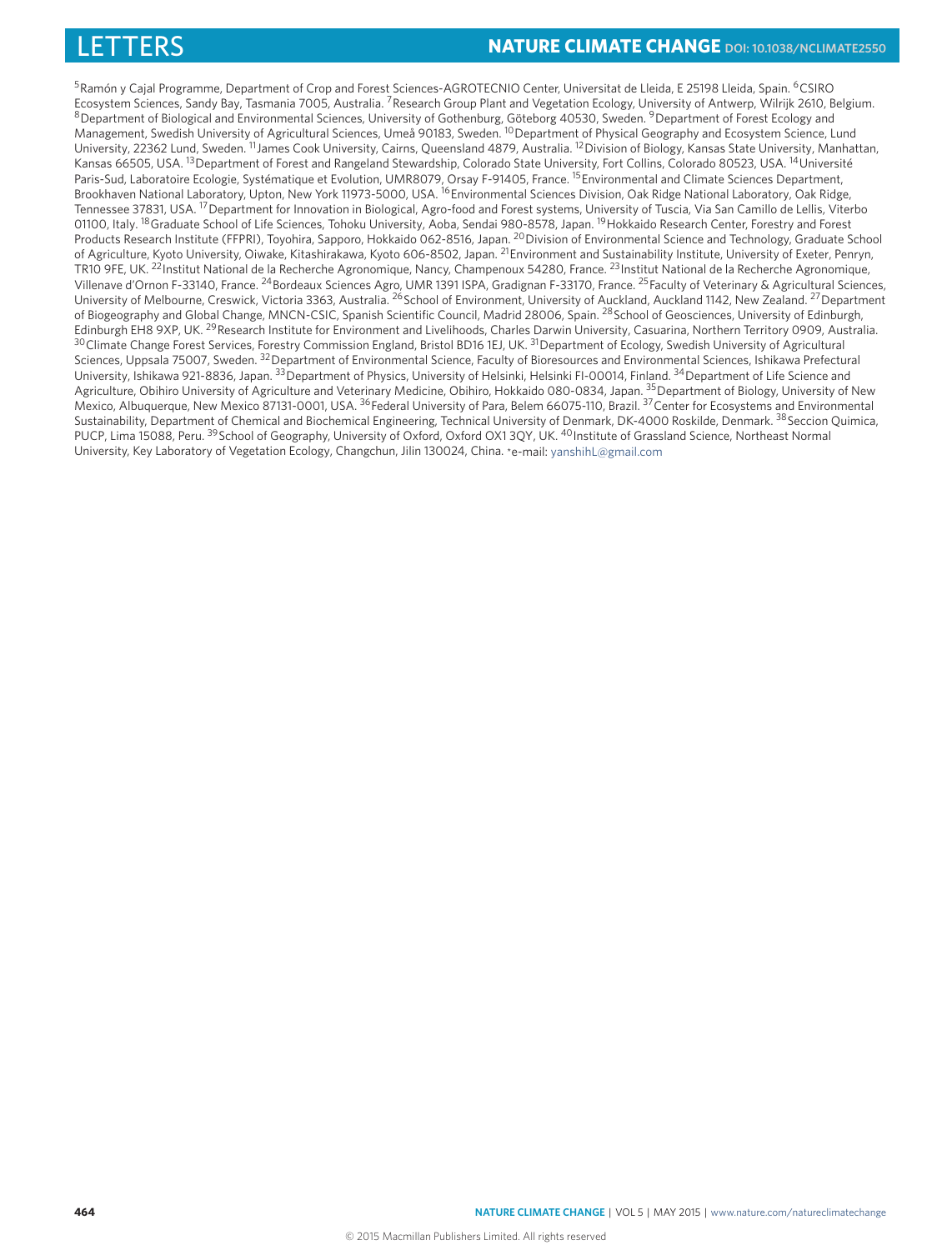[5]Ramón y Cajal Programme, Department of Crop and Forest Sciences-AGROTECNIO Center, Universitat de Lleida, E 25198 Lleida, Spain. [6]CSIRO Ecosystem Sciences, Sandy Bay, Tasmania 7005, Australia. [7]Research Group Plant and Vegetation Ecology, University of Antwerp, Wilrijk 2610, Belgium. [8]Department of Biological and Environmental Sciences, University of Gothenburg, Göteborg 40530, Sweden. [9]Department of Forest Ecology and Management, Swedish University of Agricultural Sciences, Umeå 90183, Sweden. [10]Department of Physical Geography and Ecosystem Science, Lund University, 22362 Lund, Sweden. [11]James Cook University, Cairns, Queensland 4879, Australia. [12]Division of Biology, Kansas State University, Manhattan, Kansas 66505, USA. [13]Department of Forest and Rangeland Stewardship, Colorado State University, Fort Collins, Colorado 80523, USA. [14]Université Paris-Sud, Laboratoire Ecologie, Systématique et Evolution, UMR8079, Orsay F-91405, France. [15]Environmental and Climate Sciences Department, Brookhaven National Laboratory, Upton, New York 11973-5000, USA. [16]Environmental Sciences Division, Oak Ridge National Laboratory, Oak Ridge, Tennessee 37831, USA. [17]Department for Innovation in Biological, Agro-food and Forest systems, University of Tuscia, Via San Camillo de Lellis, Viterbo 01100, Italy. [18]Graduate School of Life Sciences, Tohoku University, Aoba, Sendai 980-8578, Japan. [19]Hokkaido Research Center, Forestry and Forest Products Research Institute (FFPRI), Toyohira, Sapporo, Hokkaido 062-8516, Japan. [20]Division of Environmental Science and Technology, Graduate School of Agriculture, Kyoto University, Oiwake, Kitashirakawa, Kyoto 606-8502, Japan. [21]Environment and Sustainability Institute, University of Exeter, Penryn, TR10 9FE, UK. [22]Institut National de la Recherche Agronomique, Nancy, Champenoux 54280, France. [23]Institut National de la Recherche Agronomique, Villenave d'Ornon F-33140, France. [24]Bordeaux Sciences Agro, UMR 1391 ISPA, Gradignan F-33170, France. [25]Faculty of Veterinary & Agricultural Sciences, University of Melbourne, Creswick, Victoria 3363, Australia. [26]School of Environment, University of Auckland, Auckland 1142, New Zealand. [27]Department of Biogeography and Global Change, MNCN-CSIC, Spanish Scientific Council, Madrid 28006, Spain. [28]School of Geosciences, University of Edinburgh, Edinburgh EH8 9XP, UK. [29]Research Institute for Environment and Livelihoods, Charles Darwin University, Casuarina, Northern Territory 0909, Australia. [30]Climate Change Forest Services, Forestry Commission England, Bristol BD16 1EJ, UK. [31]Department of Ecology, Swedish University of Agricultural Sciences, Uppsala 75007, Sweden. [32]Department of Environmental Science, Faculty of Bioresources and Environmental Sciences, Ishikawa Prefectural University, Ishikawa 921-8836, Japan. [33]Department of Physics, University of Helsinki, Helsinki FI-00014, Finland. [34]Department of Life Science and Agriculture, Obihiro University of Agriculture and Veterinary Medicine, Obihiro, Hokkaido 080-0834, Japan. [35]Department of Biology, University of New Mexico, Albuquerque, New Mexico 87131-0001, USA. [36]Federal University of Para, Belem 66075-110, Brazil. [37]Center for Ecosystems and Environmental Sustainability, Department of Chemical and Biochemical Engineering, Technical University of Denmark, DK-4000 Roskilde, Denmark. [38]Seccion Quimica, PUCP, Lima 15088, Peru. [39]School of Geography, University of Oxford, Oxford OX1 3QY, UK. [40]Institute of Grassland Science, Northeast Normal University, Key Laboratory of Vegetation Ecology, Changchun, Jilin 130024, China. *e-mail: yanshihL@gmail.com

© 2015 Macmillan Publishers Limited. All rights reserved